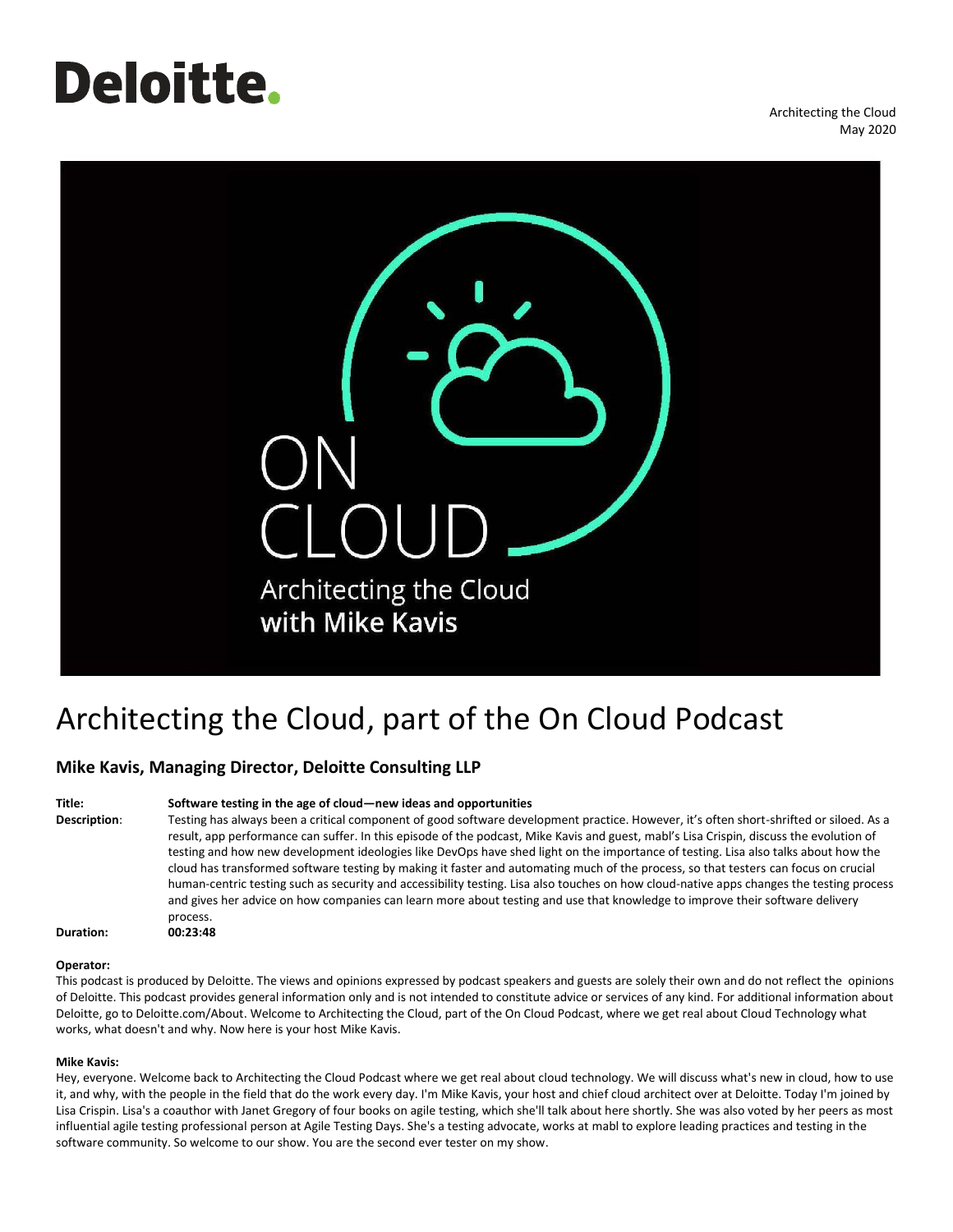Architecting the Cloud
May 2020

# Architecting the Cloud, part of the On Cloud Podcast

### Mike Kavis, Managing Director, Deloitte Consulting LLP

**Title:** **Software testing in the age of cloud—new ideas and opportunities**

**Description**: Testing has always been a critical component of good software development practice. However, it's often short-shrifted or siloed. As a result, app performance can suffer. In this episode of the podcast, Mike Kavis and guest, mabl's Lisa Crispin, discuss the evolution of testing and how new development ideologies like DevOps have shed light on the importance of testing. Lisa also talks about how the cloud has transformed software testing by making it faster and automating much of the process, so that testers can focus on crucial human-centric testing such as security and accessibility testing. Lisa also touches on how cloud-native apps changes the testing process and gives her advice on how companies can learn more about testing and use that knowledge to improve their software delivery process.

**Duration:** **00:23:48**

**Operator:**
This podcast is produced by Deloitte. The views and opinions expressed by podcast speakers and guests are solely their own and do not reflect the opinions of Deloitte. This podcast provides general information only and is not intended to constitute advice or services of any kind. For additional information about Deloitte, go to Deloitte.com/About. Welcome to Architecting the Cloud, part of the On Cloud Podcast, where we get real about Cloud Technology what works, what doesn't and why. Now here is your host Mike Kavis.

**Mike Kavis:**
Hey, everyone. Welcome back to Architecting the Cloud Podcast where we get real about cloud technology. We will discuss what's new in cloud, how to use it, and why, with the people in the field that do the work every day. I'm Mike Kavis, your host and chief cloud architect over at Deloitte. Today I'm joined by Lisa Crispin. Lisa's a coauthor with Janet Gregory of four books on agile testing, which she'll talk about here shortly. She was also voted by her peers as most influential agile testing professional person at Agile Testing Days. She's a testing advocate, works at mabl to explore leading practices and testing in the software community. So welcome to our show. You are the second ever tester on my show.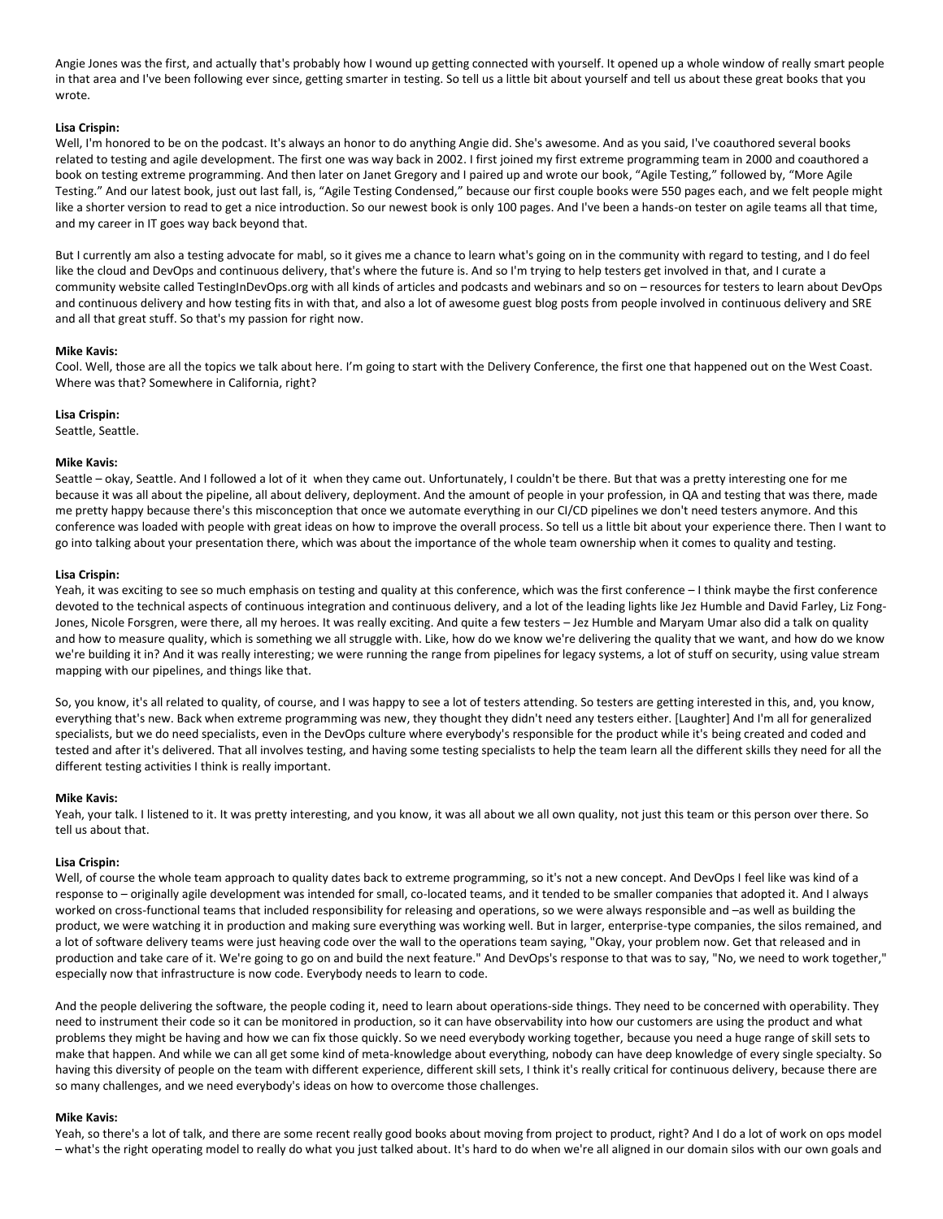Angie Jones was the first, and actually that's probably how I wound up getting connected with yourself. It opened up a whole window of really smart people in that area and I've been following ever since, getting smarter in testing. So tell us a little bit about yourself and tell us about these great books that you wrote.

**Lisa Crispin:**
Well, I'm honored to be on the podcast. It's always an honor to do anything Angie did. She's awesome. And as you said, I've coauthored several books related to testing and agile development. The first one was way back in 2002. I first joined my first extreme programming team in 2000 and coauthored a book on testing extreme programming. And then later on Janet Gregory and I paired up and wrote our book, "Agile Testing," followed by, "More Agile Testing." And our latest book, just out last fall, is, "Agile Testing Condensed," because our first couple books were 550 pages each, and we felt people might like a shorter version to read to get a nice introduction. So our newest book is only 100 pages. And I've been a hands-on tester on agile teams all that time, and my career in IT goes way back beyond that.

But I currently am also a testing advocate for mabl, so it gives me a chance to learn what's going on in the community with regard to testing, and I do feel like the cloud and DevOps and continuous delivery, that's where the future is. And so I'm trying to help testers get involved in that, and I curate a community website called TestingInDevOps.org with all kinds of articles and podcasts and webinars and so on – resources for testers to learn about DevOps and continuous delivery and how testing fits in with that, and also a lot of awesome guest blog posts from people involved in continuous delivery and SRE and all that great stuff. So that's my passion for right now.

**Mike Kavis:**
Cool. Well, those are all the topics we talk about here. I'm going to start with the Delivery Conference, the first one that happened out on the West Coast. Where was that? Somewhere in California, right?

**Lisa Crispin:**
Seattle, Seattle.

**Mike Kavis:**
Seattle – okay, Seattle. And I followed a lot of it when they came out. Unfortunately, I couldn't be there. But that was a pretty interesting one for me because it was all about the pipeline, all about delivery, deployment. And the amount of people in your profession, in QA and testing that was there, made me pretty happy because there's this misconception that once we automate everything in our CI/CD pipelines we don't need testers anymore. And this conference was loaded with people with great ideas on how to improve the overall process. So tell us a little bit about your experience there. Then I want to go into talking about your presentation there, which was about the importance of the whole team ownership when it comes to quality and testing.

**Lisa Crispin:**
Yeah, it was exciting to see so much emphasis on testing and quality at this conference, which was the first conference – I think maybe the first conference devoted to the technical aspects of continuous integration and continuous delivery, and a lot of the leading lights like Jez Humble and David Farley, Liz Fong-Jones, Nicole Forsgren, were there, all my heroes. It was really exciting. And quite a few testers – Jez Humble and Maryam Umar also did a talk on quality and how to measure quality, which is something we all struggle with. Like, how do we know we're delivering the quality that we want, and how do we know we're building it in? And it was really interesting; we were running the range from pipelines for legacy systems, a lot of stuff on security, using value stream mapping with our pipelines, and things like that.

So, you know, it's all related to quality, of course, and I was happy to see a lot of testers attending. So testers are getting interested in this, and, you know, everything that's new. Back when extreme programming was new, they thought they didn't need any testers either. [Laughter] And I'm all for generalized specialists, but we do need specialists, even in the DevOps culture where everybody's responsible for the product while it's being created and coded and tested and after it's delivered. That all involves testing, and having some testing specialists to help the team learn all the different skills they need for all the different testing activities I think is really important.

**Mike Kavis:**
Yeah, your talk. I listened to it. It was pretty interesting, and you know, it was all about we all own quality, not just this team or this person over there. So tell us about that.

**Lisa Crispin:**
Well, of course the whole team approach to quality dates back to extreme programming, so it's not a new concept. And DevOps I feel like was kind of a response to – originally agile development was intended for small, co-located teams, and it tended to be smaller companies that adopted it. And I always worked on cross-functional teams that included responsibility for releasing and operations, so we were always responsible and –as well as building the product, we were watching it in production and making sure everything was working well. But in larger, enterprise-type companies, the silos remained, and a lot of software delivery teams were just heaving code over the wall to the operations team saying, "Okay, your problem now. Get that released and in production and take care of it. We're going to go on and build the next feature." And DevOps's response to that was to say, "No, we need to work together," especially now that infrastructure is now code. Everybody needs to learn to code.

And the people delivering the software, the people coding it, need to learn about operations-side things. They need to be concerned with operability. They need to instrument their code so it can be monitored in production, so it can have observability into how our customers are using the product and what problems they might be having and how we can fix those quickly. So we need everybody working together, because you need a huge range of skill sets to make that happen. And while we can all get some kind of meta-knowledge about everything, nobody can have deep knowledge of every single specialty. So having this diversity of people on the team with different experience, different skill sets, I think it's really critical for continuous delivery, because there are so many challenges, and we need everybody's ideas on how to overcome those challenges.

**Mike Kavis:**
Yeah, so there's a lot of talk, and there are some recent really good books about moving from project to product, right? And I do a lot of work on ops model – what's the right operating model to really do what you just talked about. It's hard to do when we're all aligned in our domain silos with our own goals and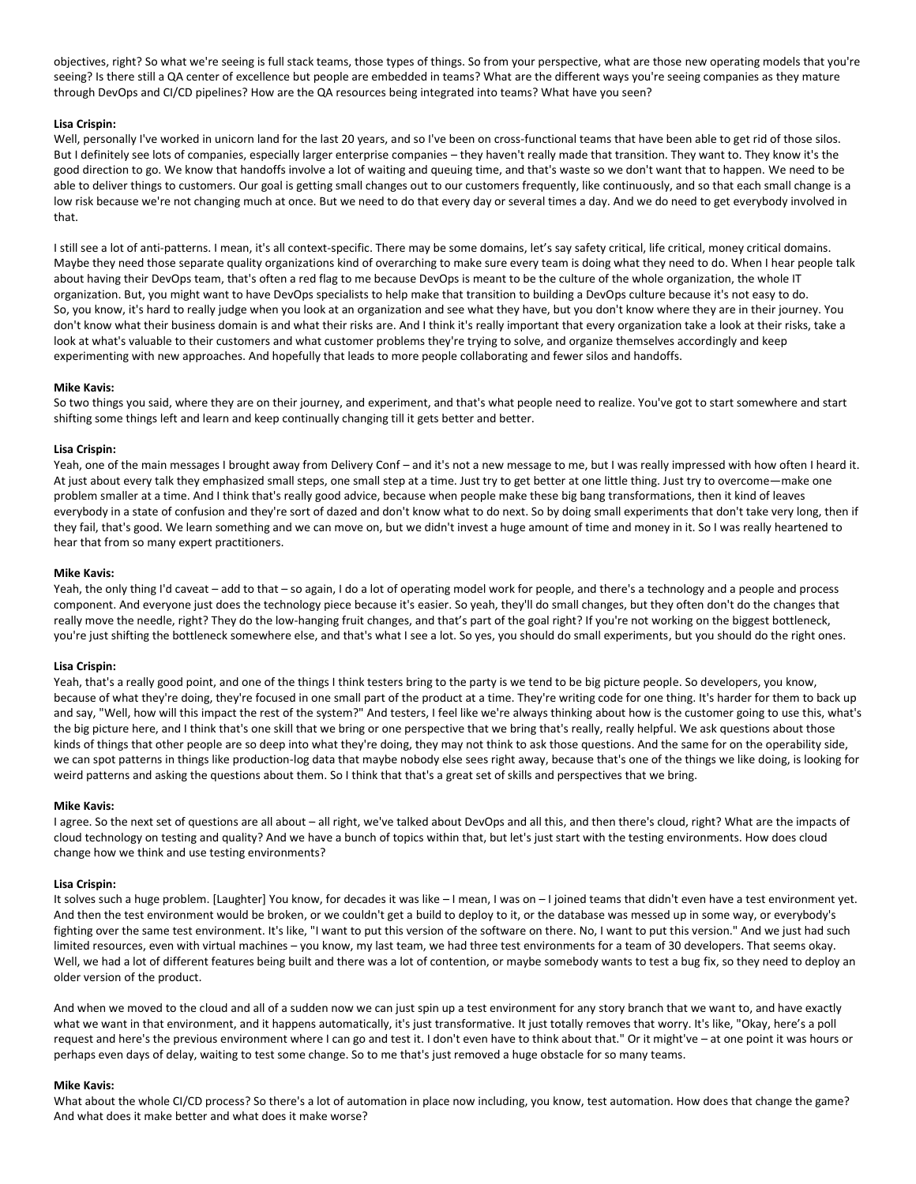objectives, right? So what we're seeing is full stack teams, those types of things. So from your perspective, what are those new operating models that you're seeing? Is there still a QA center of excellence but people are embedded in teams? What are the different ways you're seeing companies as they mature through DevOps and CI/CD pipelines? How are the QA resources being integrated into teams? What have you seen?

**Lisa Crispin:**
Well, personally I've worked in unicorn land for the last 20 years, and so I've been on cross-functional teams that have been able to get rid of those silos. But I definitely see lots of companies, especially larger enterprise companies – they haven't really made that transition. They want to. They know it's the good direction to go. We know that handoffs involve a lot of waiting and queuing time, and that's waste so we don't want that to happen. We need to be able to deliver things to customers. Our goal is getting small changes out to our customers frequently, like continuously, and so that each small change is a low risk because we're not changing much at once. But we need to do that every day or several times a day. And we do need to get everybody involved in that.

I still see a lot of anti-patterns. I mean, it's all context-specific. There may be some domains, let's say safety critical, life critical, money critical domains. Maybe they need those separate quality organizations kind of overarching to make sure every team is doing what they need to do. When I hear people talk about having their DevOps team, that's often a red flag to me because DevOps is meant to be the culture of the whole organization, the whole IT organization. But, you might want to have DevOps specialists to help make that transition to building a DevOps culture because it's not easy to do. So, you know, it's hard to really judge when you look at an organization and see what they have, but you don't know where they are in their journey. You don't know what their business domain is and what their risks are. And I think it's really important that every organization take a look at their risks, take a look at what's valuable to their customers and what customer problems they're trying to solve, and organize themselves accordingly and keep experimenting with new approaches. And hopefully that leads to more people collaborating and fewer silos and handoffs.

**Mike Kavis:**
So two things you said, where they are on their journey, and experiment, and that's what people need to realize. You've got to start somewhere and start shifting some things left and learn and keep continually changing till it gets better and better.

**Lisa Crispin:**
Yeah, one of the main messages I brought away from Delivery Conf – and it's not a new message to me, but I was really impressed with how often I heard it. At just about every talk they emphasized small steps, one small step at a time. Just try to get better at one little thing. Just try to overcome—make one problem smaller at a time. And I think that's really good advice, because when people make these big bang transformations, then it kind of leaves everybody in a state of confusion and they're sort of dazed and don't know what to do next. So by doing small experiments that don't take very long, then if they fail, that's good. We learn something and we can move on, but we didn't invest a huge amount of time and money in it. So I was really heartened to hear that from so many expert practitioners.

**Mike Kavis:**
Yeah, the only thing I'd caveat – add to that – so again, I do a lot of operating model work for people, and there's a technology and a people and process component. And everyone just does the technology piece because it's easier. So yeah, they'll do small changes, but they often don't do the changes that really move the needle, right? They do the low-hanging fruit changes, and that's part of the goal right? If you're not working on the biggest bottleneck, you're just shifting the bottleneck somewhere else, and that's what I see a lot. So yes, you should do small experiments, but you should do the right ones.

**Lisa Crispin:**
Yeah, that's a really good point, and one of the things I think testers bring to the party is we tend to be big picture people. So developers, you know, because of what they're doing, they're focused in one small part of the product at a time. They're writing code for one thing. It's harder for them to back up and say, "Well, how will this impact the rest of the system?" And testers, I feel like we're always thinking about how is the customer going to use this, what's the big picture here, and I think that's one skill that we bring or one perspective that we bring that's really, really helpful. We ask questions about those kinds of things that other people are so deep into what they're doing, they may not think to ask those questions. And the same for on the operability side, we can spot patterns in things like production-log data that maybe nobody else sees right away, because that's one of the things we like doing, is looking for weird patterns and asking the questions about them. So I think that that's a great set of skills and perspectives that we bring.

**Mike Kavis:**
I agree. So the next set of questions are all about – all right, we've talked about DevOps and all this, and then there's cloud, right? What are the impacts of cloud technology on testing and quality? And we have a bunch of topics within that, but let's just start with the testing environments. How does cloud change how we think and use testing environments?

**Lisa Crispin:**
It solves such a huge problem. [Laughter] You know, for decades it was like – I mean, I was on – I joined teams that didn't even have a test environment yet. And then the test environment would be broken, or we couldn't get a build to deploy to it, or the database was messed up in some way, or everybody's fighting over the same test environment. It's like, "I want to put this version of the software on there. No, I want to put this version." And we just had such limited resources, even with virtual machines – you know, my last team, we had three test environments for a team of 30 developers. That seems okay. Well, we had a lot of different features being built and there was a lot of contention, or maybe somebody wants to test a bug fix, so they need to deploy an older version of the product.

And when we moved to the cloud and all of a sudden now we can just spin up a test environment for any story branch that we want to, and have exactly what we want in that environment, and it happens automatically, it's just transformative. It just totally removes that worry. It's like, "Okay, here's a poll request and here's the previous environment where I can go and test it. I don't even have to think about that." Or it might've – at one point it was hours or perhaps even days of delay, waiting to test some change. So to me that's just removed a huge obstacle for so many teams.

**Mike Kavis:**
What about the whole CI/CD process? So there's a lot of automation in place now including, you know, test automation. How does that change the game? And what does it make better and what does it make worse?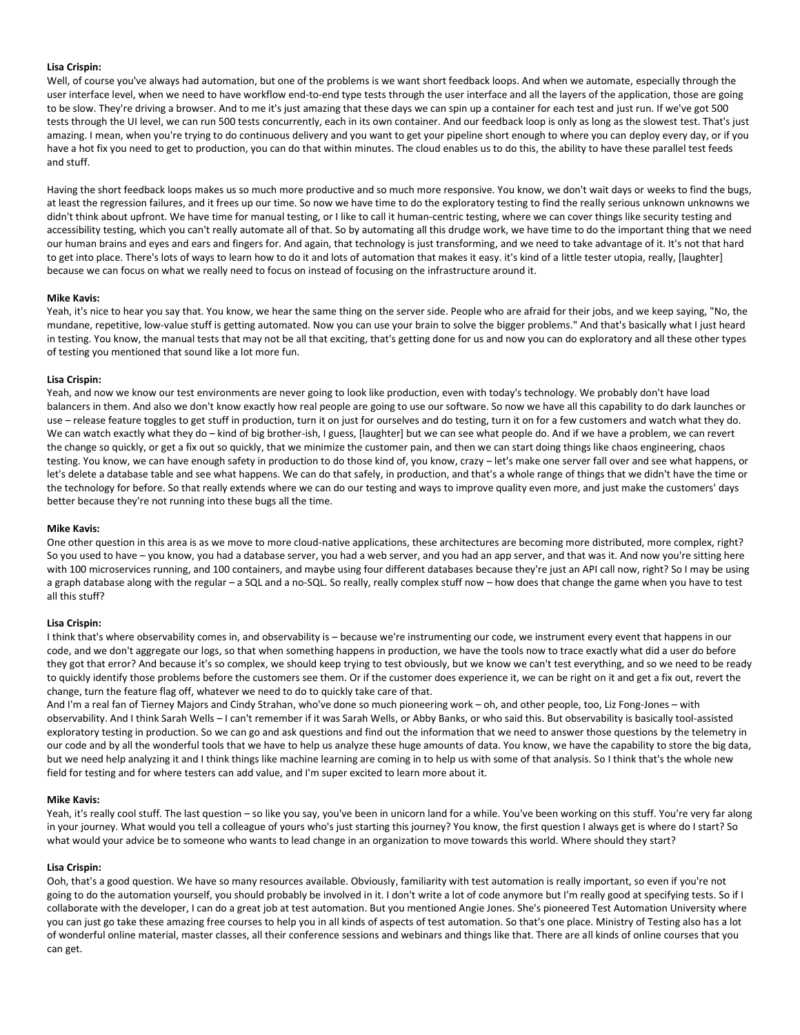**Lisa Crispin:**
Well, of course you've always had automation, but one of the problems is we want short feedback loops. And when we automate, especially through the user interface level, when we need to have workflow end-to-end type tests through the user interface and all the layers of the application, those are going to be slow. They're driving a browser. And to me it's just amazing that these days we can spin up a container for each test and just run. If we've got 500 tests through the UI level, we can run 500 tests concurrently, each in its own container. And our feedback loop is only as long as the slowest test. That's just amazing. I mean, when you're trying to do continuous delivery and you want to get your pipeline short enough to where you can deploy every day, or if you have a hot fix you need to get to production, you can do that within minutes. The cloud enables us to do this, the ability to have these parallel test feeds and stuff.

Having the short feedback loops makes us so much more productive and so much more responsive. You know, we don't wait days or weeks to find the bugs, at least the regression failures, and it frees up our time. So now we have time to do the exploratory testing to find the really serious unknown unknowns we didn't think about upfront. We have time for manual testing, or I like to call it human-centric testing, where we can cover things like security testing and accessibility testing, which you can't really automate all of that. So by automating all this drudge work, we have time to do the important thing that we need our human brains and eyes and ears and fingers for. And again, that technology is just transforming, and we need to take advantage of it. It's not that hard to get into place. There's lots of ways to learn how to do it and lots of automation that makes it easy. it's kind of a little tester utopia, really, [laughter] because we can focus on what we really need to focus on instead of focusing on the infrastructure around it.

**Mike Kavis:**
Yeah, it's nice to hear you say that. You know, we hear the same thing on the server side. People who are afraid for their jobs, and we keep saying, "No, the mundane, repetitive, low-value stuff is getting automated. Now you can use your brain to solve the bigger problems." And that's basically what I just heard in testing. You know, the manual tests that may not be all that exciting, that's getting done for us and now you can do exploratory and all these other types of testing you mentioned that sound like a lot more fun.

**Lisa Crispin:**
Yeah, and now we know our test environments are never going to look like production, even with today's technology. We probably don't have load balancers in them. And also we don't know exactly how real people are going to use our software. So now we have all this capability to do dark launches or use – release feature toggles to get stuff in production, turn it on just for ourselves and do testing, turn it on for a few customers and watch what they do. We can watch exactly what they do – kind of big brother-ish, I guess, [laughter] but we can see what people do. And if we have a problem, we can revert the change so quickly, or get a fix out so quickly, that we minimize the customer pain, and then we can start doing things like chaos engineering, chaos testing. You know, we can have enough safety in production to do those kind of, you know, crazy – let's make one server fall over and see what happens, or let's delete a database table and see what happens. We can do that safely, in production, and that's a whole range of things that we didn't have the time or the technology for before. So that really extends where we can do our testing and ways to improve quality even more, and just make the customers' days better because they're not running into these bugs all the time.

**Mike Kavis:**
One other question in this area is as we move to more cloud-native applications, these architectures are becoming more distributed, more complex, right? So you used to have – you know, you had a database server, you had a web server, and you had an app server, and that was it. And now you're sitting here with 100 microservices running, and 100 containers, and maybe using four different databases because they're just an API call now, right? So I may be using a graph database along with the regular – a SQL and a no-SQL. So really, really complex stuff now – how does that change the game when you have to test all this stuff?

**Lisa Crispin:**
I think that's where observability comes in, and observability is – because we're instrumenting our code, we instrument every event that happens in our code, and we don't aggregate our logs, so that when something happens in production, we have the tools now to trace exactly what did a user do before they got that error? And because it's so complex, we should keep trying to test obviously, but we know we can't test everything, and so we need to be ready to quickly identify those problems before the customers see them. Or if the customer does experience it, we can be right on it and get a fix out, revert the change, turn the feature flag off, whatever we need to do to quickly take care of that.
And I'm a real fan of Tierney Majors and Cindy Strahan, who've done so much pioneering work – oh, and other people, too, Liz Fong-Jones – with observability. And I think Sarah Wells – I can't remember if it was Sarah Wells, or Abby Banks, or who said this. But observability is basically tool-assisted exploratory testing in production. So we can go and ask questions and find out the information that we need to answer those questions by the telemetry in our code and by all the wonderful tools that we have to help us analyze these huge amounts of data. You know, we have the capability to store the big data, but we need help analyzing it and I think things like machine learning are coming in to help us with some of that analysis. So I think that's the whole new field for testing and for where testers can add value, and I'm super excited to learn more about it.

**Mike Kavis:**
Yeah, it's really cool stuff. The last question – so like you say, you've been in unicorn land for a while. You've been working on this stuff. You're very far along in your journey. What would you tell a colleague of yours who's just starting this journey? You know, the first question I always get is where do I start? So what would your advice be to someone who wants to lead change in an organization to move towards this world. Where should they start?

**Lisa Crispin:**
Ooh, that's a good question. We have so many resources available. Obviously, familiarity with test automation is really important, so even if you're not going to do the automation yourself, you should probably be involved in it. I don't write a lot of code anymore but I'm really good at specifying tests. So if I collaborate with the developer, I can do a great job at test automation. But you mentioned Angie Jones. She's pioneered Test Automation University where you can just go take these amazing free courses to help you in all kinds of aspects of test automation. So that's one place. Ministry of Testing also has a lot of wonderful online material, master classes, all their conference sessions and webinars and things like that. There are all kinds of online courses that you can get.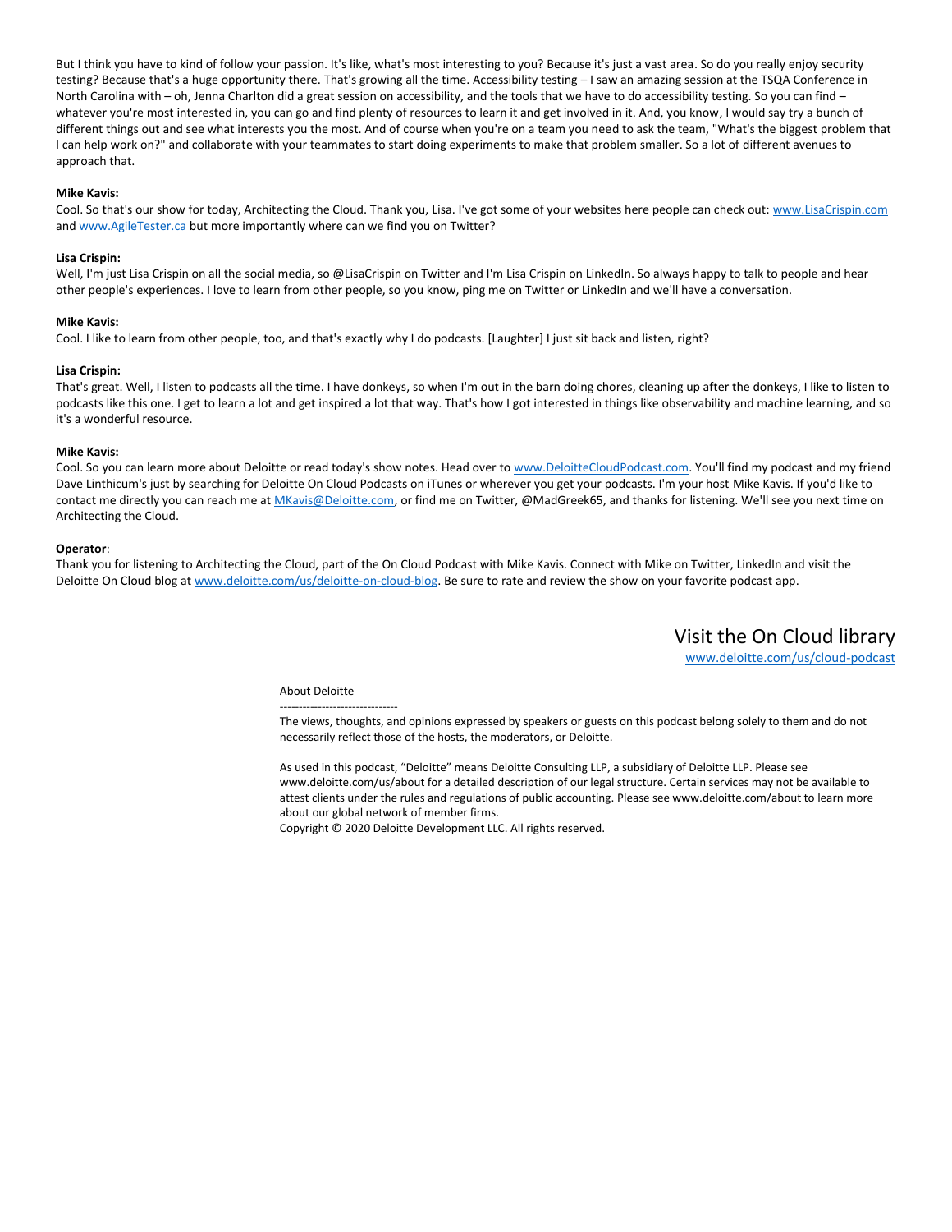But I think you have to kind of follow your passion. It's like, what's most interesting to you? Because it's just a vast area. So do you really enjoy security testing? Because that's a huge opportunity there. That's growing all the time. Accessibility testing – I saw an amazing session at the TSQA Conference in North Carolina with – oh, Jenna Charlton did a great session on accessibility, and the tools that we have to do accessibility testing. So you can find – whatever you're most interested in, you can go and find plenty of resources to learn it and get involved in it. And, you know, I would say try a bunch of different things out and see what interests you the most. And of course when you're on a team you need to ask the team, "What's the biggest problem that I can help work on?" and collaborate with your teammates to start doing experiments to make that problem smaller. So a lot of different avenues to approach that.

**Mike Kavis:**
Cool. So that's our show for today, Architecting the Cloud. Thank you, Lisa. I've got some of your websites here people can check out: www.LisaCrispin.com and www.AgileTester.ca but more importantly where can we find you on Twitter?

**Lisa Crispin:**
Well, I'm just Lisa Crispin on all the social media, so @LisaCrispin on Twitter and I'm Lisa Crispin on LinkedIn. So always happy to talk to people and hear other people's experiences. I love to learn from other people, so you know, ping me on Twitter or LinkedIn and we'll have a conversation.

**Mike Kavis:**
Cool. I like to learn from other people, too, and that's exactly why I do podcasts. [Laughter] I just sit back and listen, right?

**Lisa Crispin:**
That's great. Well, I listen to podcasts all the time. I have donkeys, so when I'm out in the barn doing chores, cleaning up after the donkeys, I like to listen to podcasts like this one. I get to learn a lot and get inspired a lot that way. That's how I got interested in things like observability and machine learning, and so it's a wonderful resource.

**Mike Kavis:**
Cool. So you can learn more about Deloitte or read today's show notes. Head over to www.DeloitteCloudPodcast.com. You'll find my podcast and my friend Dave Linthicum's just by searching for Deloitte On Cloud Podcasts on iTunes or wherever you get your podcasts. I'm your host Mike Kavis. If you'd like to contact me directly you can reach me at MKavis@Deloitte.com, or find me on Twitter, @MadGreek65, and thanks for listening. We'll see you next time on Architecting the Cloud.

**Operator**:
Thank you for listening to Architecting the Cloud, part of the On Cloud Podcast with Mike Kavis. Connect with Mike on Twitter, LinkedIn and visit the Deloitte On Cloud blog at www.deloitte.com/us/deloitte-on-cloud-blog. Be sure to rate and review the show on your favorite podcast app.

## Visit the On Cloud library

www.deloitte.com/us/cloud-podcast

About Deloitte

-------------------------------

The views, thoughts, and opinions expressed by speakers or guests on this podcast belong solely to them and do not necessarily reflect those of the hosts, the moderators, or Deloitte.

As used in this podcast, "Deloitte" means Deloitte Consulting LLP, a subsidiary of Deloitte LLP. Please see www.deloitte.com/us/about for a detailed description of our legal structure. Certain services may not be available to attest clients under the rules and regulations of public accounting. Please see www.deloitte.com/about to learn more about our global network of member firms.
Copyright © 2020 Deloitte Development LLC. All rights reserved.